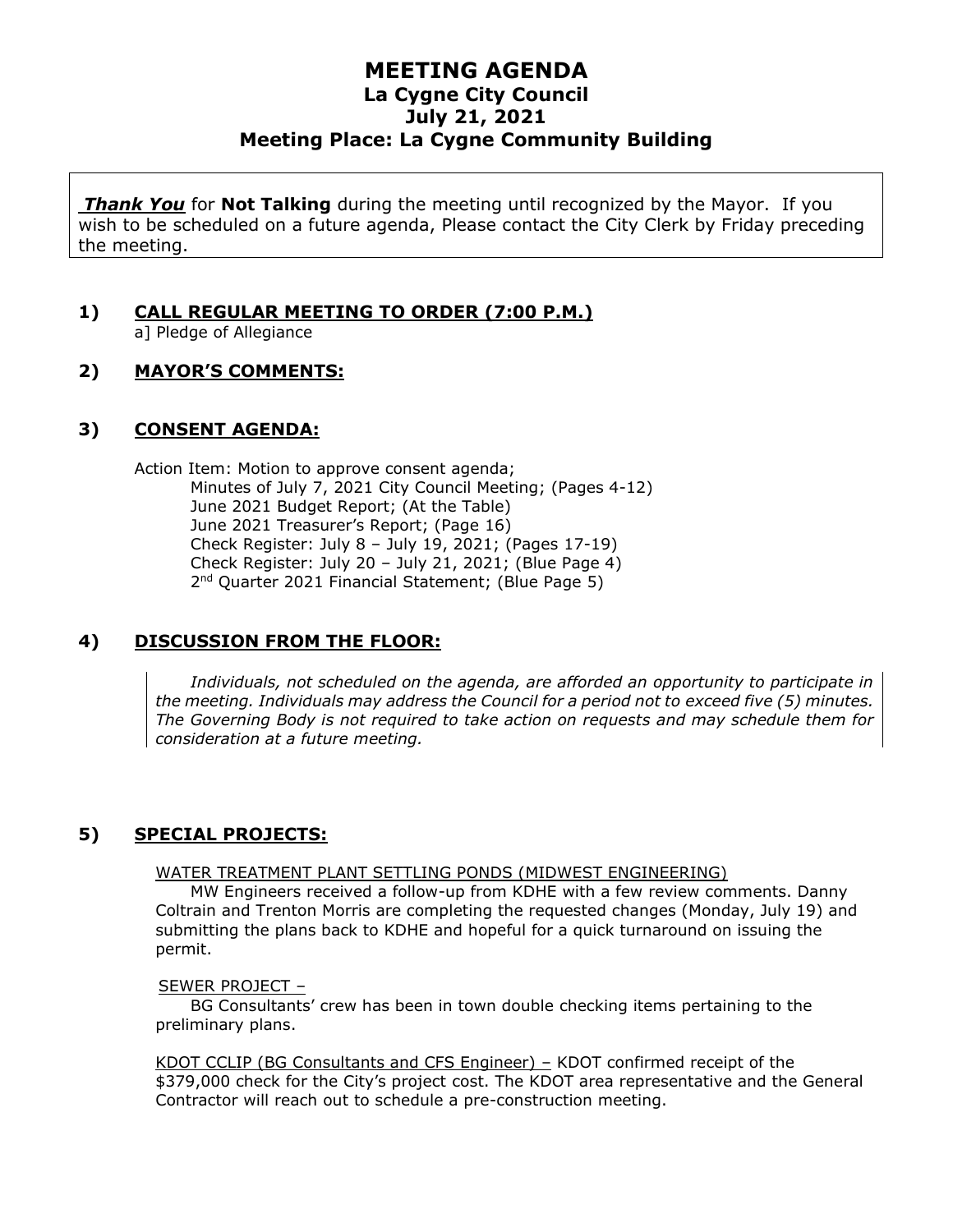# MEETING AGENDA
## La Cygne City Council
## July 21, 2021
## Meeting Place: La Cygne Community Building

***Thank You*** for **Not Talking** during the meeting until recognized by the Mayor. If you wish to be scheduled on a future agenda, Please contact the City Clerk by Friday preceding the meeting.

### 1) CALL REGULAR MEETING TO ORDER (7:00 P.M.)

a] Pledge of Allegiance

### 2) MAYOR'S COMMENTS:

### 3) CONSENT AGENDA:

Action Item: Motion to approve consent agenda;
- Minutes of July 7, 2021 City Council Meeting; (Pages 4-12)
- June 2021 Budget Report; (At the Table)
- June 2021 Treasurer's Report; (Page 16)
- Check Register: July 8 – July 19, 2021; (Pages 17-19)
- Check Register: July 20 – July 21, 2021; (Blue Page 4)
- 2nd Quarter 2021 Financial Statement; (Blue Page 5)

### 4) DISCUSSION FROM THE FLOOR:

*Individuals, not scheduled on the agenda, are afforded an opportunity to participate in the meeting. Individuals may address the Council for a period not to exceed five (5) minutes. The Governing Body is not required to take action on requests and may schedule them for consideration at a future meeting.*

### 5) SPECIAL PROJECTS:

WATER TREATMENT PLANT SETTLING PONDS (MIDWEST ENGINEERING)

MW Engineers received a follow-up from KDHE with a few review comments. Danny Coltrain and Trenton Morris are completing the requested changes (Monday, July 19) and submitting the plans back to KDHE and hopeful for a quick turnaround on issuing the permit.

SEWER PROJECT –

BG Consultants' crew has been in town double checking items pertaining to the preliminary plans.

KDOT CCLIP (BG Consultants and CFS Engineer) – KDOT confirmed receipt of the $379,000 check for the City's project cost. The KDOT area representative and the General Contractor will reach out to schedule a pre-construction meeting.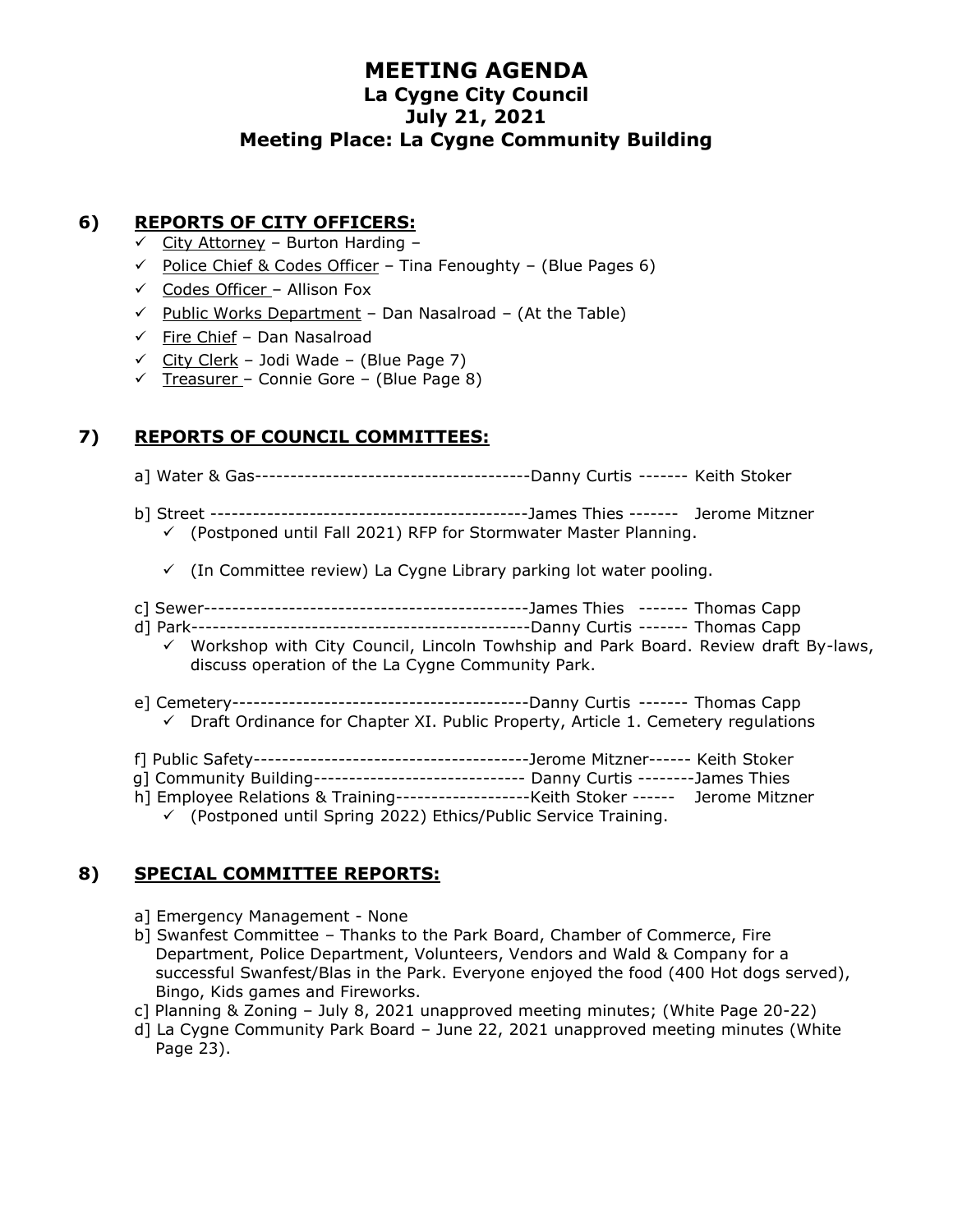# MEETING AGENDA
## La Cygne City Council
## July 21, 2021
## Meeting Place: La Cygne Community Building

## 6) REPORTS OF CITY OFFICERS:

- ✓ City Attorney – Burton Harding –
- ✓ Police Chief & Codes Officer – Tina Fenoughty – (Blue Pages 6)
- ✓ Codes Officer – Allison Fox
- ✓ Public Works Department – Dan Nasalroad – (At the Table)
- ✓ Fire Chief – Dan Nasalroad
- ✓ City Clerk – Jodi Wade – (Blue Page 7)
- ✓ Treasurer – Connie Gore – (Blue Page 8)

## 7) REPORTS OF COUNCIL COMMITTEES:

a] Water & Gas---------------------------------------Danny Curtis ------- Keith Stoker

b] Street ---------------------------------------------James Thies ------- Jerome Mitzner
- ✓ (Postponed until Fall 2021) RFP for Stormwater Master Planning.
- ✓ (In Committee review) La Cygne Library parking lot water pooling.

c] Sewer----------------------------------------------James Thies ------- Thomas Capp

d] Park------------------------------------------------Danny Curtis ------- Thomas Capp
- ✓ Workshop with City Council, Lincoln Towhship and Park Board. Review draft By-laws, discuss operation of the La Cygne Community Park.

e] Cemetery------------------------------------------Danny Curtis ------- Thomas Capp
- ✓ Draft Ordinance for Chapter XI. Public Property, Article 1. Cemetery regulations

f] Public Safety---------------------------------------Jerome Mitzner------ Keith Stoker

g] Community Building------------------------------ Danny Curtis --------James Thies

h] Employee Relations & Training-------------------Keith Stoker ------ Jerome Mitzner
- ✓ (Postponed until Spring 2022) Ethics/Public Service Training.

## 8) SPECIAL COMMITTEE REPORTS:

a] Emergency Management - None

b] Swanfest Committee – Thanks to the Park Board, Chamber of Commerce, Fire Department, Police Department, Volunteers, Vendors and Wald & Company for a successful Swanfest/Blas in the Park. Everyone enjoyed the food (400 Hot dogs served), Bingo, Kids games and Fireworks.

c] Planning & Zoning – July 8, 2021 unapproved meeting minutes; (White Page 20-22)

d] La Cygne Community Park Board – June 22, 2021 unapproved meeting minutes (White Page 23).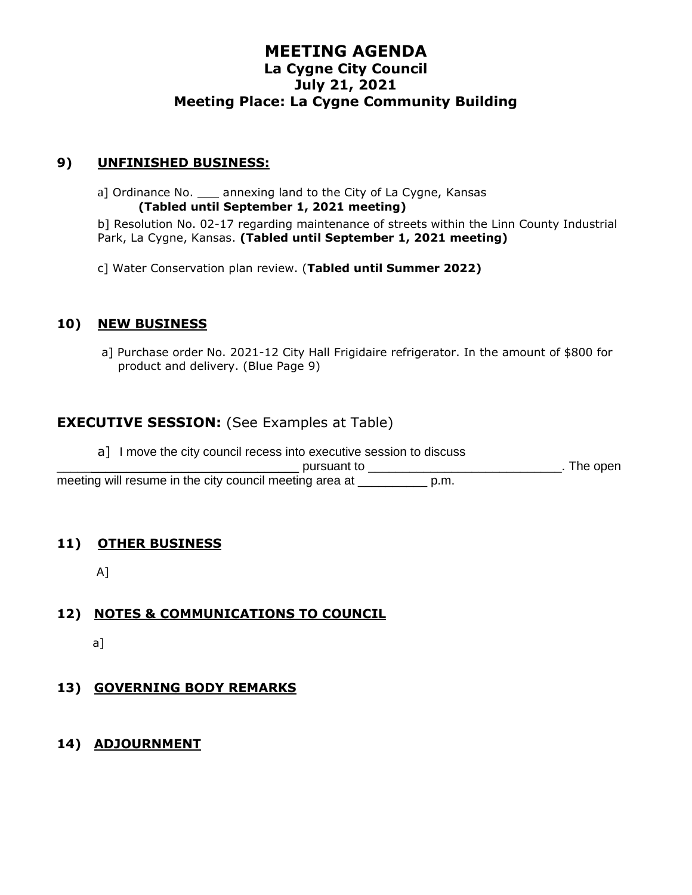# MEETING AGENDA
## La Cygne City Council
## July 21, 2021
## Meeting Place: La Cygne Community Building

### 9) UNFINISHED BUSINESS:

a] Ordinance No. ___ annexing land to the City of La Cygne, Kansas
**(Tabled until September 1, 2021 meeting)**

b] Resolution No. 02-17 regarding maintenance of streets within the Linn County Industrial Park, La Cygne, Kansas. **(Tabled until September 1, 2021 meeting)**

c] Water Conservation plan review. (**Tabled until Summer 2022)**

### 10) NEW BUSINESS

a] Purchase order No. 2021-12 City Hall Frigidaire refrigerator. In the amount of $800 for product and delivery. (Blue Page 9)

## EXECUTIVE SESSION: (See Examples at Table)

a] I move the city council recess into executive session to discuss ______________________________ pursuant to ___________________________. The open meeting will resume in the city council meeting area at __________ p.m.

### 11) OTHER BUSINESS

A]

### 12) NOTES & COMMUNICATIONS TO COUNCIL

a]

### 13) GOVERNING BODY REMARKS

### 14) ADJOURNMENT